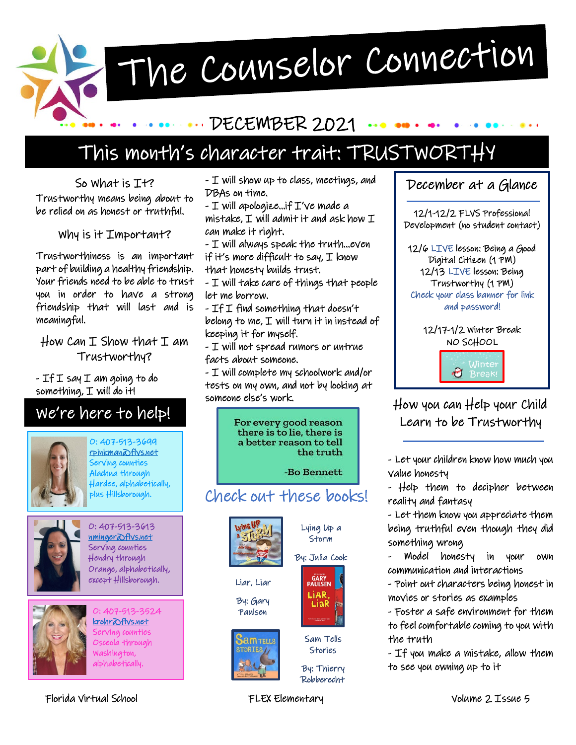# The Counselor Connection

DECEMBER 2021

## This month's character trait: TRUSTWORTHY

### So What is It?

Trustworthy means being about to be relied on as honest or truthful.

### Why is it Important?

Trustworthiness is an important part of building a healthy friendship. Your friends need to be able to trust you in order to have a strong friendship that will last and is meaningful.

### How Can I Show that I am Trustworthy?

- If I say I am going to do something, I will do it!
- I will show up to class, meetings, and DBAs on time.
- I will apologize...if I've made a mistake, I will admit it and ask how I can make it right.
- I will always speak the truth...even if it's more difficult to say, I know that honesty builds trust.
- I will take care of things that people let me borrow.
- If I find something that doesn't belong to me, I will turn it in instead of keeping it for myself.
- I will not spread rumors or untrue facts about someone.
- I will complete my schoolwork and/or tests on my own, and not by looking at someone else's work.

> For every good reason there is to lie, there is a better reason to tell the truth
>
> -Bo Bennett

## We're here to help!

O: 407-513-3699
rpinkman@flvs.net
Serving counties Alachua through Hardee, alphabetically, plus Hillsborough.

O: 407-513-3613
nminger@flvs.net
Serving counties Hendry through Orange, alphabetically, except Hillsborough.

O: 407-513-3524
krohr@flvs.net
Serving counties Osceola through Washington, alphabetically.

## Check out these books!

- Lying Up a Storm — By: Julia Cook
- Liar, Liar — By: Gary Paulsen
- Sam Tells Stories — By: Thierry Robberecht

## December at a Glance

12/1-12/2 FLVS Professional Development (no student contact)

12/6 LIVE lesson: Being a Good Digital Citizen (1 PM)
12/13 LIVE lesson: Being Trustworthy (1 PM)
Check your class banner for link and password!

12/17-1/2 Winter Break
NO SCHOOL

Winter Break!

## How you can Help your Child Learn to be Trustworthy

- Let your children know how much you value honesty
- Help them to decipher between reality and fantasy
- Let them know you appreciate them being truthful even though they did something wrong
- Model honesty in your own communication and interactions
- Point out characters being honest in movies or stories as examples
- Foster a safe environment for them to feel comfortable coming to you with the truth
- If you make a mistake, allow them to see you owning up to it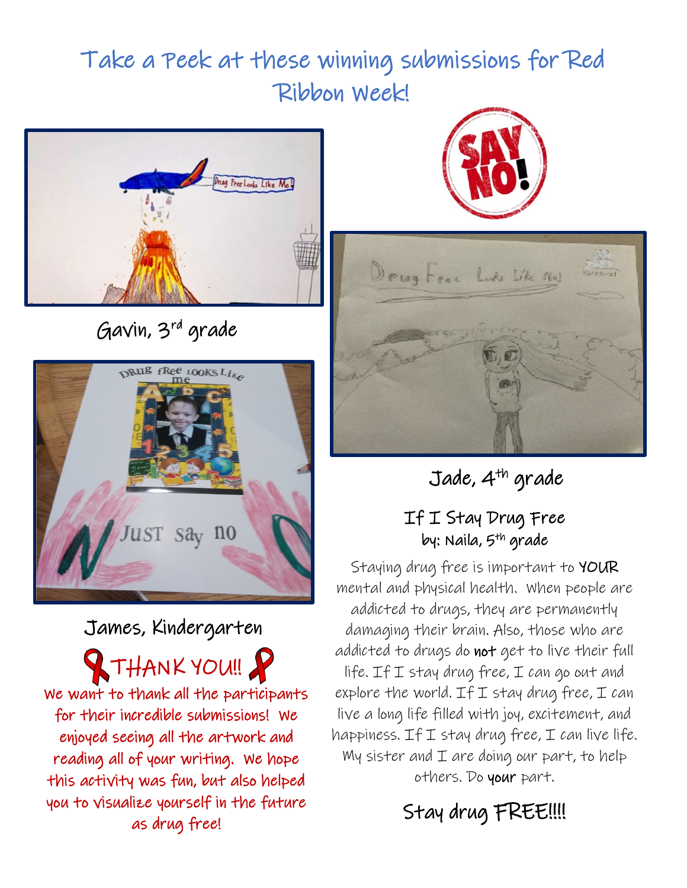# Take a Peek at these winning submissions for Red Ribbon Week!

Gavin, 3rd grade

Jade, 4th grade

James, Kindergarten

## THANK YOU!!

We want to thank all the participants for their incredible submissions! We enjoyed seeing all the artwork and reading all of your writing. We hope this activity was fun, but also helped you to visualize yourself in the future as drug free!

## If I Stay Drug Free

by: Naila, 5th grade

Staying drug free is important to **YOUR** mental and physical health. When people are addicted to drugs, they are permanently damaging their brain. Also, those who are addicted to drugs do **not** get to live their full life. If I stay drug free, I can go out and explore the world. If I stay drug free, I can live a long life filled with joy, excitement, and happiness. If I stay drug free, I can live life. My sister and I are doing our part, to help others. Do **your** part.

Stay drug FREE!!!!